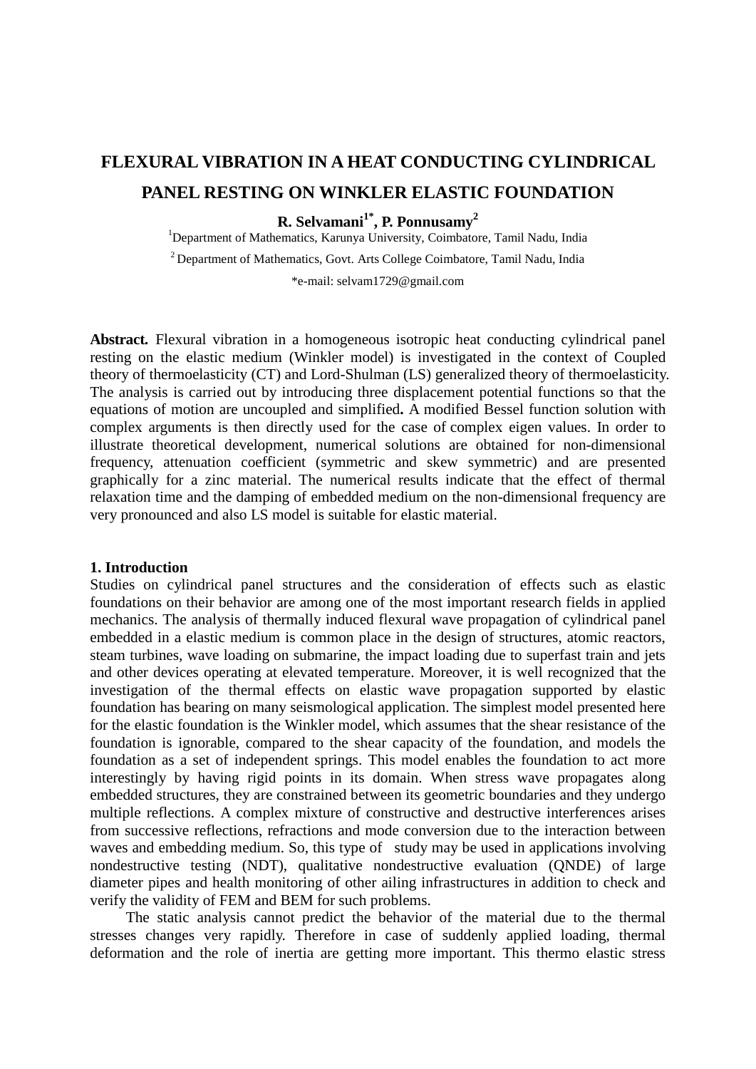# FLEXURAL VIBRATION IN A HEAT CONDUCTING CYLINDRICAL PANEL RESTING ON WINKLER ELASTIC FOUNDATION

**R. Selvamani[1*], P. Ponnusamy[2]**

[1]Department of Mathematics, Karunya University, Coimbatore, Tamil Nadu, India

[2] Department of Mathematics, Govt. Arts College Coimbatore, Tamil Nadu, India

*e-mail: selvam1729@gmail.com

**Abstract.** Flexural vibration in a homogeneous isotropic heat conducting cylindrical panel resting on the elastic medium (Winkler model) is investigated in the context of Coupled theory of thermoelasticity (CT) and Lord-Shulman (LS) generalized theory of thermoelasticity. The analysis is carried out by introducing three displacement potential functions so that the equations of motion are uncoupled and simplified**.** A modified Bessel function solution with complex arguments is then directly used for the case of complex eigen values. In order to illustrate theoretical development, numerical solutions are obtained for non-dimensional frequency, attenuation coefficient (symmetric and skew symmetric) and are presented graphically for a zinc material. The numerical results indicate that the effect of thermal relaxation time and the damping of embedded medium on the non-dimensional frequency are very pronounced and also LS model is suitable for elastic material.

## 1. Introduction

Studies on cylindrical panel structures and the consideration of effects such as elastic foundations on their behavior are among one of the most important research fields in applied mechanics. The analysis of thermally induced flexural wave propagation of cylindrical panel embedded in a elastic medium is common place in the design of structures, atomic reactors, steam turbines, wave loading on submarine, the impact loading due to superfast train and jets and other devices operating at elevated temperature. Moreover, it is well recognized that the investigation of the thermal effects on elastic wave propagation supported by elastic foundation has bearing on many seismological application. The simplest model presented here for the elastic foundation is the Winkler model, which assumes that the shear resistance of the foundation is ignorable, compared to the shear capacity of the foundation, and models the foundation as a set of independent springs. This model enables the foundation to act more interestingly by having rigid points in its domain. When stress wave propagates along embedded structures, they are constrained between its geometric boundaries and they undergo multiple reflections. A complex mixture of constructive and destructive interferences arises from successive reflections, refractions and mode conversion due to the interaction between waves and embedding medium. So, this type of study may be used in applications involving nondestructive testing (NDT), qualitative nondestructive evaluation (QNDE) of large diameter pipes and health monitoring of other ailing infrastructures in addition to check and verify the validity of FEM and BEM for such problems.

The static analysis cannot predict the behavior of the material due to the thermal stresses changes very rapidly. Therefore in case of suddenly applied loading, thermal deformation and the role of inertia are getting more important. This thermo elastic stress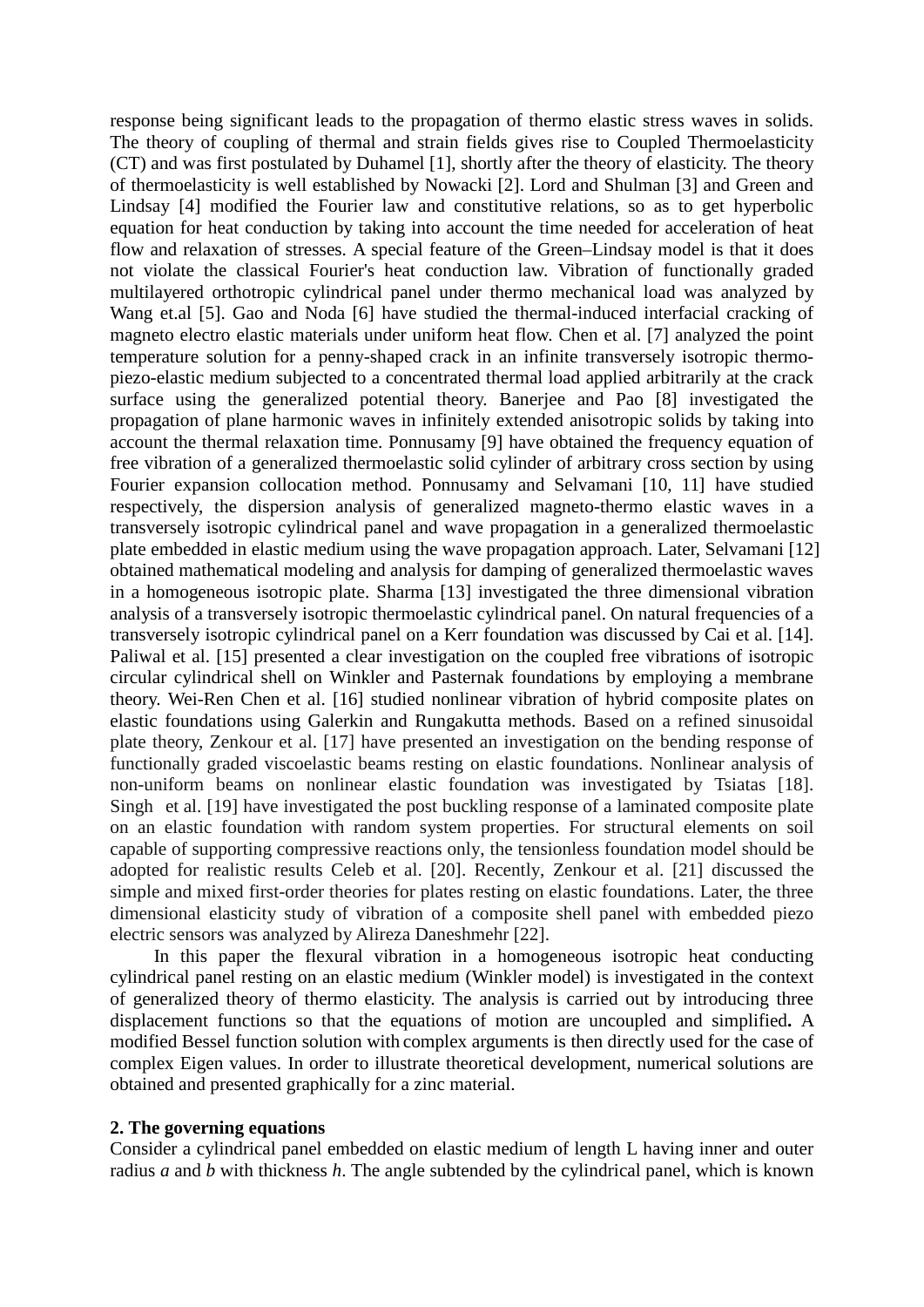response being significant leads to the propagation of thermo elastic stress waves in solids. The theory of coupling of thermal and strain fields gives rise to Coupled Thermoelasticity (CT) and was first postulated by Duhamel [1], shortly after the theory of elasticity. The theory of thermoelasticity is well established by Nowacki [2]. Lord and Shulman [3] and Green and Lindsay [4] modified the Fourier law and constitutive relations, so as to get hyperbolic equation for heat conduction by taking into account the time needed for acceleration of heat flow and relaxation of stresses. A special feature of the Green–Lindsay model is that it does not violate the classical Fourier's heat conduction law. Vibration of functionally graded multilayered orthotropic cylindrical panel under thermo mechanical load was analyzed by Wang et.al [5]. Gao and Noda [6] have studied the thermal-induced interfacial cracking of magneto electro elastic materials under uniform heat flow. Chen et al. [7] analyzed the point temperature solution for a penny-shaped crack in an infinite transversely isotropic thermo-piezo-elastic medium subjected to a concentrated thermal load applied arbitrarily at the crack surface using the generalized potential theory. Banerjee and Pao [8] investigated the propagation of plane harmonic waves in infinitely extended anisotropic solids by taking into account the thermal relaxation time. Ponnusamy [9] have obtained the frequency equation of free vibration of a generalized thermoelastic solid cylinder of arbitrary cross section by using Fourier expansion collocation method. Ponnusamy and Selvamani [10, 11] have studied respectively, the dispersion analysis of generalized magneto-thermo elastic waves in a transversely isotropic cylindrical panel and wave propagation in a generalized thermoelastic plate embedded in elastic medium using the wave propagation approach. Later, Selvamani [12] obtained mathematical modeling and analysis for damping of generalized thermoelastic waves in a homogeneous isotropic plate. Sharma [13] investigated the three dimensional vibration analysis of a transversely isotropic thermoelastic cylindrical panel. On natural frequencies of a transversely isotropic cylindrical panel on a Kerr foundation was discussed by Cai et al. [14]. Paliwal et al. [15] presented a clear investigation on the coupled free vibrations of isotropic circular cylindrical shell on Winkler and Pasternak foundations by employing a membrane theory. Wei-Ren Chen et al. [16] studied nonlinear vibration of hybrid composite plates on elastic foundations using Galerkin and Rungakutta methods. Based on a refined sinusoidal plate theory, Zenkour et al. [17] have presented an investigation on the bending response of functionally graded viscoelastic beams resting on elastic foundations. Nonlinear analysis of non-uniform beams on nonlinear elastic foundation was investigated by Tsiatas [18]. Singh et al. [19] have investigated the post buckling response of a laminated composite plate on an elastic foundation with random system properties. For structural elements on soil capable of supporting compressive reactions only, the tensionless foundation model should be adopted for realistic results Celeb et al. [20]. Recently, Zenkour et al. [21] discussed the simple and mixed first-order theories for plates resting on elastic foundations. Later, the three dimensional elasticity study of vibration of a composite shell panel with embedded piezo electric sensors was analyzed by Alireza Daneshmehr [22].

In this paper the flexural vibration in a homogeneous isotropic heat conducting cylindrical panel resting on an elastic medium (Winkler model) is investigated in the context of generalized theory of thermo elasticity. The analysis is carried out by introducing three displacement functions so that the equations of motion are uncoupled and simplified**.** A modified Bessel function solution with complex arguments is then directly used for the case of complex Eigen values. In order to illustrate theoretical development, numerical solutions are obtained and presented graphically for a zinc material.

## 2. The governing equations

Consider a cylindrical panel embedded on elastic medium of length L having inner and outer radius *a* and *b* with thickness *h*. The angle subtended by the cylindrical panel, which is known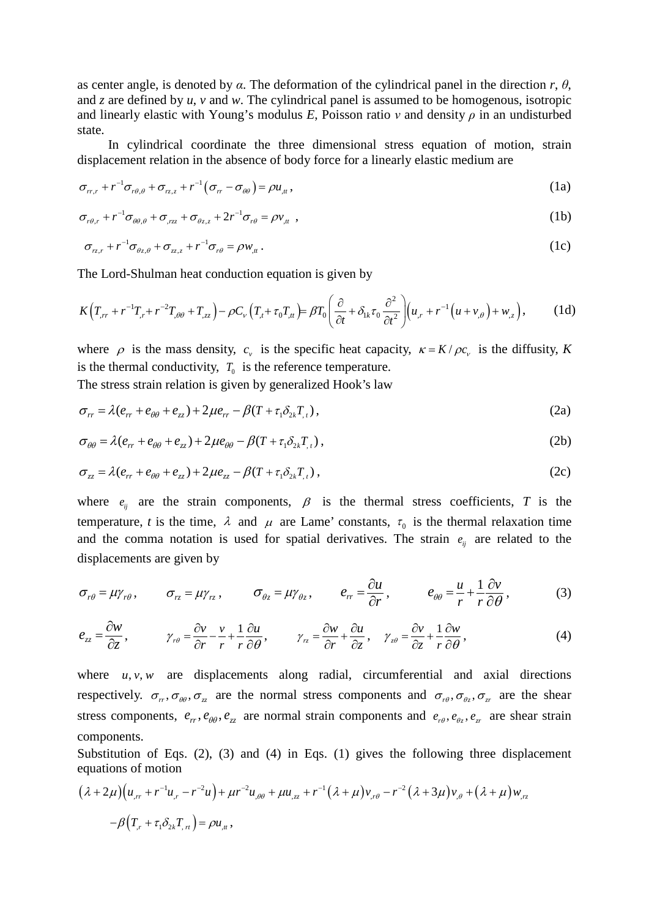as center angle, is denoted by $\alpha$. The deformation of the cylindrical panel in the direction $r$, $\theta$, and $z$ are defined by $u$, $v$ and $w$. The cylindrical panel is assumed to be homogenous, isotropic and linearly elastic with Young's modulus $E$, Poisson ratio $v$ and density $\rho$ in an undisturbed state.

In cylindrical coordinate the three dimensional stress equation of motion, strain displacement relation in the absence of body force for a linearly elastic medium are

$$\sigma_{rr,r} + r^{-1}\sigma_{r\theta,\theta} + \sigma_{rz,z} + r^{-1}\left(\sigma_{rr} - \sigma_{\theta\theta}\right) = \rho u_{,tt}\,, \tag{1a}$$

$$\sigma_{r\theta,r} + r^{-1}\sigma_{\theta\theta,\theta} + \sigma_{,rzz} + \sigma_{\theta z,z} + 2r^{-1}\sigma_{r\theta} = \rho v_{,tt}\,, \tag{1b}$$

$$\sigma_{rz,r} + r^{-1}\sigma_{\theta z,\theta} + \sigma_{zz,z} + r^{-1}\sigma_{r\theta} = \rho w_{,tt}\,. \tag{1c}$$

The Lord-Shulman heat conduction equation is given by

$$K\left(T_{,rr} + r^{-1}T_{,r} + r^{-2}T_{,\theta\theta} + T_{,zz}\right) - \rho C_v\left(T_{,t} + \tau_0 T_{,tt}\right) = \beta T_0\left(\frac{\partial}{\partial t} + \delta_{1k}\tau_0\frac{\partial^2}{\partial t^2}\right)\left(u_{,r} + r^{-1}\left(u + v_{,\theta}\right) + w_{,z}\right), \tag{1d}$$

where $\rho$ is the mass density, $c_v$ is the specific heat capacity, $\kappa = K/\rho c_v$ is the diffusity, $K$ is the thermal conductivity, $T_0$ is the reference temperature.

The stress strain relation is given by generalized Hook's law

$$\sigma_{rr} = \lambda(e_{rr} + e_{\theta\theta} + e_{zz}) + 2\mu e_{rr} - \beta(T + \tau_1\delta_{2k}T_{,t})\,, \tag{2a}$$

$$\sigma_{\theta\theta} = \lambda(e_{rr} + e_{\theta\theta} + e_{zz}) + 2\mu e_{\theta\theta} - \beta(T + \tau_1\delta_{2k}T_{,t})\,, \tag{2b}$$

$$\sigma_{zz} = \lambda(e_{rr} + e_{\theta\theta} + e_{zz}) + 2\mu e_{zz} - \beta(T + \tau_1\delta_{2k}T_{,t})\,, \tag{2c}$$

where $e_{ij}$ are the strain components, $\beta$ is the thermal stress coefficients, $T$ is the temperature, $t$ is the time, $\lambda$ and $\mu$ are Lame' constants, $\tau_0$ is the thermal relaxation time and the comma notation is used for spatial derivatives. The strain $e_{ij}$ are related to the displacements are given by

$$\sigma_{r\theta} = \mu\gamma_{r\theta}\,, \qquad \sigma_{rz} = \mu\gamma_{rz}\,, \qquad \sigma_{\theta z} = \mu\gamma_{\theta z}\,, \qquad e_{rr} = \frac{\partial u}{\partial r}\,, \qquad e_{\theta\theta} = \frac{u}{r} + \frac{1}{r}\frac{\partial v}{\partial\theta}\,, \tag{3}$$

$$e_{zz} = \frac{\partial w}{\partial z}\,, \qquad \gamma_{r\theta} = \frac{\partial v}{\partial r} - \frac{v}{r} + \frac{1}{r}\frac{\partial u}{\partial\theta}\,, \qquad \gamma_{rz} = \frac{\partial w}{\partial r} + \frac{\partial u}{\partial z}\,, \quad \gamma_{z\theta} = \frac{\partial v}{\partial z} + \frac{1}{r}\frac{\partial w}{\partial\theta}\,, \tag{4}$$

where $u, v, w$ are displacements along radial, circumferential and axial directions respectively. $\sigma_{rr}, \sigma_{\theta\theta}, \sigma_{zz}$ are the normal stress components and $\sigma_{r\theta}, \sigma_{\theta z}, \sigma_{zr}$ are the shear stress components, $e_{rr}, e_{\theta\theta}, e_{zz}$ are normal strain components and $e_{r\theta}, e_{\theta z}, e_{zr}$ are shear strain components.

Substitution of Eqs. (2), (3) and (4) in Eqs. (1) gives the following three displacement equations of motion

$$\left(\lambda + 2\mu\right)\left(u_{,rr} + r^{-1}u_{,r} - r^{-2}u\right) + \mu r^{-2}u_{,\theta\theta} + \mu u_{,zz} + r^{-1}\left(\lambda + \mu\right)v_{,r\theta} - r^{-2}\left(\lambda + 3\mu\right)v_{,\theta} + \left(\lambda + \mu\right)w_{,rz}$$

$$-\beta\left(T_{,r} + \tau_1\delta_{2k}T_{,rt}\right) = \rho u_{,tt}\,,$$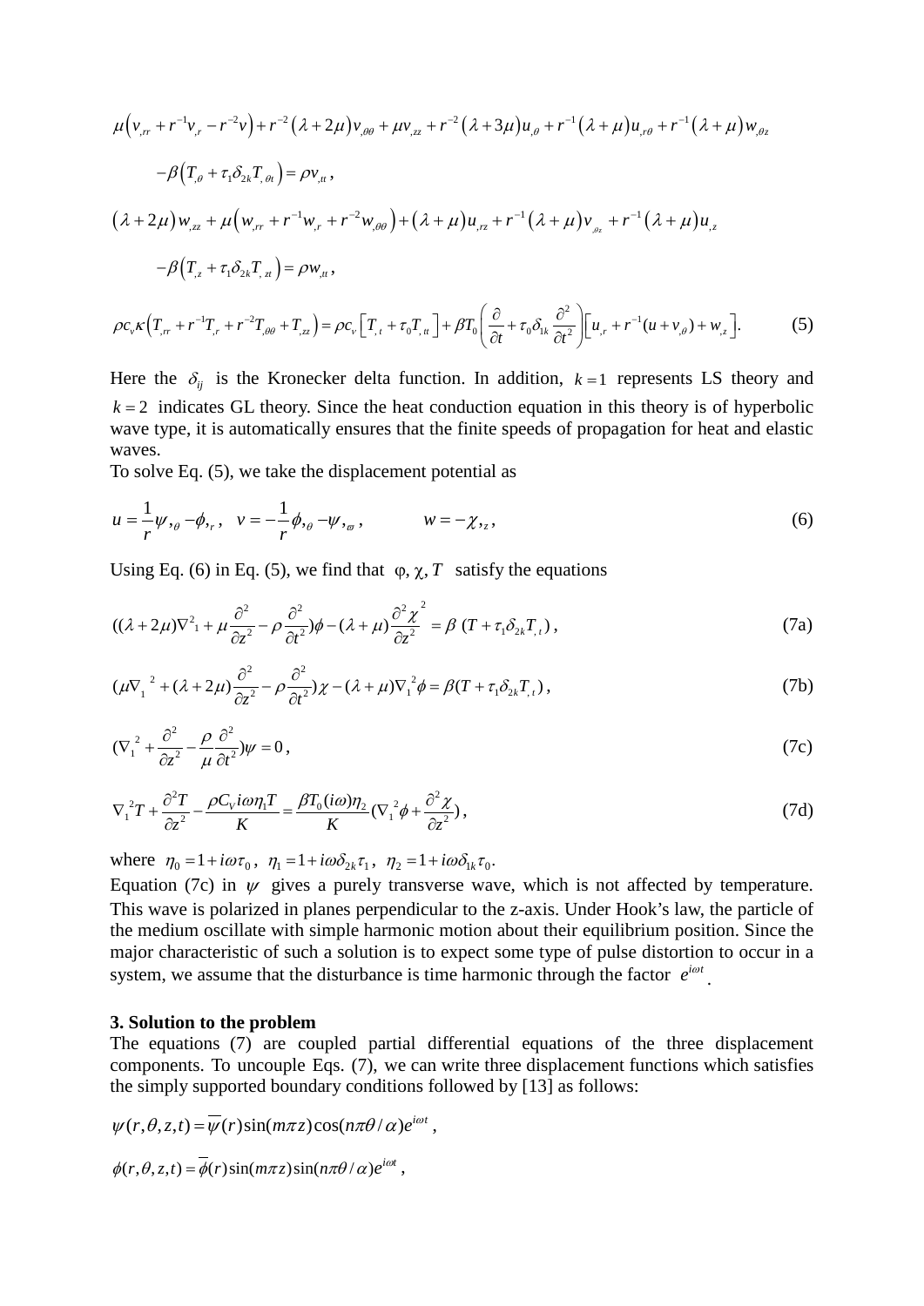$$\mu\left(v_{,rr}+r^{-1}v_{,r}-r^{-2}v\right)+r^{-2}\left(\lambda+2\mu\right)v_{,\theta\theta}+\mu v_{,zz}+r^{-2}\left(\lambda+3\mu\right)u_{,\theta}+r^{-1}\left(\lambda+\mu\right)u_{,r\theta}+r^{-1}\left(\lambda+\mu\right)w_{,\theta z}$$

$$-\beta\left(T_{,\theta}+\tau_1\delta_{2k}T_{,\theta t}\right)=\rho v_{,tt}\,,$$

$$\left(\lambda+2\mu\right)w_{,zz}+\mu\left(w_{,rr}+r^{-1}w_{,r}+r^{-2}w_{,\theta\theta}\right)+\left(\lambda+\mu\right)u_{,rz}+r^{-1}\left(\lambda+\mu\right)v_{,\theta z}+r^{-1}\left(\lambda+\mu\right)u_{,z}$$

$$-\beta\left(T_{,z}+\tau_1\delta_{2k}T_{,zt}\right)=\rho w_{,tt}\,,$$

$$\rho c_v\kappa\left(T_{,rr}+r^{-1}T_{,r}+r^{-2}T_{,\theta\theta}+T_{,zz}\right)=\rho c_v\left[T_{,t}+\tau_0T_{,tt}\right]+\beta T_0\left(\frac{\partial}{\partial t}+\tau_0\delta_{1k}\frac{\partial^2}{\partial t^2}\right)\left[u_{,r}+r^{-1}(u+v_{,\theta})+w_{,z}\right]. \tag{5}$$

Here the $\delta_{ij}$ is the Kronecker delta function. In addition, $k=1$ represents LS theory and $k=2$ indicates GL theory. Since the heat conduction equation in this theory is of hyperbolic wave type, it is automatically ensures that the finite speeds of propagation for heat and elastic waves.
To solve Eq. (5), we take the displacement potential as

$$u=\frac{1}{r}\psi,_{\theta}-\phi,_{r}\,,\quad v=-\frac{1}{r}\phi,_{\theta}-\psi,_{\varpi}\,,\qquad w=-\chi,_{z}\,, \tag{6}$$

Using Eq. (6) in Eq. (5), we find that $\varphi,\chi,T$ satisfy the equations

$$((\lambda+2\mu)\nabla^2{}_1+\mu\frac{\partial^2}{\partial z^2}-\rho\frac{\partial^2}{\partial t^2})\phi-(\lambda+\mu)\frac{\partial^2\chi}{\partial z^2}{}^2=\beta\ (T+\tau_1\delta_{2k}T_{,t})\,, \tag{7a}$$

$$(\mu\nabla_1{}^2+(\lambda+2\mu)\frac{\partial^2}{\partial z^2}-\rho\frac{\partial^2}{\partial t^2})\chi-(\lambda+\mu)\nabla_1{}^2\phi=\beta(T+\tau_1\delta_{2k}T_{,t})\,, \tag{7b}$$

$$(\nabla_1{}^2+\frac{\partial^2}{\partial z^2}-\frac{\rho}{\mu}\frac{\partial^2}{\partial t^2})\psi=0\,, \tag{7c}$$

$$\nabla_1{}^2T+\frac{\partial^2T}{\partial z^2}-\frac{\rho C_v i\omega\eta_1 T}{K}=\frac{\beta T_0(i\omega)\eta_2}{K}(\nabla_1{}^2\phi+\frac{\partial^2\chi}{\partial z^2})\,, \tag{7d}$$

where $\eta_0=1+i\omega\tau_0$, $\eta_1=1+i\omega\delta_{2k}\tau_1$, $\eta_2=1+i\omega\delta_{1k}\tau_0$.
Equation (7c) in $\psi$ gives a purely transverse wave, which is not affected by temperature. This wave is polarized in planes perpendicular to the z-axis. Under Hook's law, the particle of the medium oscillate with simple harmonic motion about their equilibrium position. Since the major characteristic of such a solution is to expect some type of pulse distortion to occur in a system, we assume that the disturbance is time harmonic through the factor $e^{i\omega t}$.

## 3. Solution to the problem

The equations (7) are coupled partial differential equations of the three displacement components. To uncouple Eqs. (7), we can write three displacement functions which satisfies the simply supported boundary conditions followed by [13] as follows:

$$\psi(r,\theta,z,t)=\overline{\psi}(r)\sin(m\pi z)\cos(n\pi\theta/\alpha)e^{i\omega t}\,,$$

$$\phi(r,\theta,z,t)=\overline{\phi}(r)\sin(m\pi z)\sin(n\pi\theta/\alpha)e^{i\omega t}\,,$$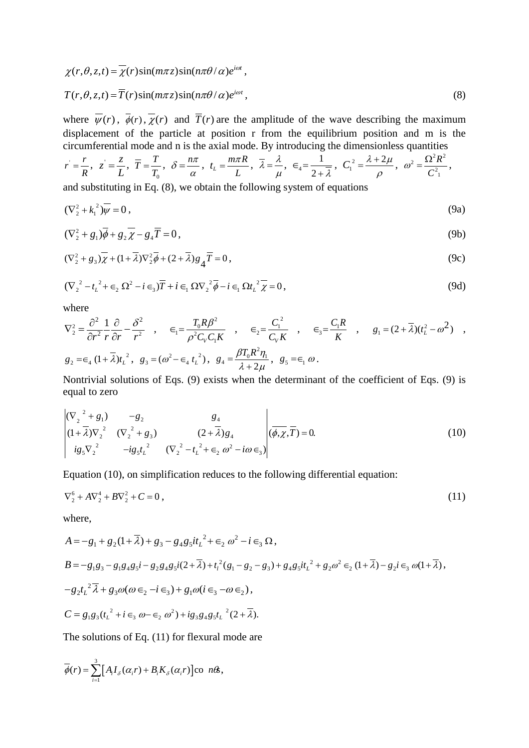$$\chi(r,\theta,z,t) = \overline{\chi}(r)\sin(m\pi z)\sin(n\pi\theta/\alpha)e^{i\omega t},$$

$$T(r,\theta,z,t) = \overline{T}(r)\sin(m\pi z)\sin(n\pi\theta/\alpha)e^{i\omega t}, \tag{8}$$

where $\overline{\psi}(r)$, $\overline{\phi}(r)$, $\overline{\chi}(r)$ and $\overline{T}(r)$ are the amplitude of the wave describing the maximum displacement of the particle at position r from the equilibrium position and m is the circumferential mode and n is the axial mode. By introducing the dimensionless quantities $r' = \frac{r}{R}$, $z' = \frac{z}{L}$, $\overline{T} = \frac{T}{T_0}$, $\delta = \frac{n\pi}{\alpha}$, $t_L = \frac{m\pi R}{L}$, $\overline{\lambda} = \frac{\lambda}{\mu}$, $\in_4 = \frac{1}{2+\overline{\lambda}}$, $C_1^{\,2} = \frac{\lambda + 2\mu}{\rho}$, $\omega^2 = \frac{\Omega^2 R^2}{C_1^2}$, and substituting in Eq. (8), we obtain the following system of equations

$$(\nabla_2^2 + k_1^{\,2})\overline{\psi} = 0, \tag{9a}$$

$$(\nabla_2^2 + g_1)\overline{\phi} + g_2\overline{\chi} - g_4\overline{T} = 0, \tag{9b}$$

$$(\nabla_2^2 + g_3)\overline{\chi} + (1+\overline{\lambda})\nabla_2^2\overline{\phi} + (2+\overline{\lambda})g_4\overline{T} = 0, \tag{9c}$$

$$(\nabla_2^{\,2} - t_L^{\,2} + \in_2 \Omega^2 - i\in_3)\overline{T} + i\in_1 \Omega\nabla_2^{\,2}\overline{\phi} - i\in_1 \Omega t_L^{\,2}\overline{\chi} = 0, \tag{9d}$$

where

$$\nabla_2^2 = \frac{\partial^2}{\partial r^2}\frac{1}{r}\frac{\partial}{\partial r} - \frac{\delta^2}{r^2} \quad , \quad \in_1 = \frac{T_0 R\beta^2}{\rho^2 C_V C_1 K} \quad , \quad \in_2 = \frac{C_1^{\,2}}{C_V K} \quad , \quad \in_3 = \frac{C_1 R}{K} \quad , \quad g_1 = (2+\overline{\lambda})(t_L^2 - \omega^2) \quad ,$$

$$g_2 = \in_4 (1+\overline{\lambda})t_L^{\,2}, \; g_3 = (\omega^2 - \in_4 t_L^{\,2}), \; g_4 = \frac{\beta T_0 R^2 \eta_1}{\lambda + 2\mu}, \; g_5 = \in_1 \omega.$$

Nontrivial solutions of Eqs. (9) exists when the determinant of the coefficient of Eqs. (9) is equal to zero

$$\begin{vmatrix} (\nabla_2^{\,2} + g_1) & -g_2 & g_4 \\ (1+\overline{\lambda})\nabla_2^{\,2} & (\nabla_2^{\,2} + g_3) & (2+\overline{\lambda})g_4 \\ ig_5\nabla_2^{\,2} & -ig_5 t_L^{\,2} & (\nabla_2^{\,2} - t_L^{\,2} + \in_2 \omega^2 - i\omega\in_3) \end{vmatrix} (\overline{\phi}, \overline{\chi}, \overline{T}) = 0. \tag{10}$$

Equation (10), on simplification reduces to the following differential equation:

$$\nabla_2^6 + A\nabla_2^4 + B\nabla_2^2 + C = 0, \tag{11}$$

where,

$$A = -g_1 + g_2(1+\overline{\lambda}) + g_3 - g_4 g_5 i t_L^{\,2} + \in_2 \omega^2 - i\in_3 \Omega,$$

$$B = -g_1 g_3 - g_1 g_4 g_5 i - g_2 g_4 g_5 i(2+\overline{\lambda}) + t_l^{\,2}(g_1 - g_2 - g_3) + g_4 g_5 i t_L^{\,2} + g_2\omega^2 \in_2 (1+\overline{\lambda}) - g_2 i \in_3 \omega(1+\overline{\lambda}),$$

$$-g_2 t_L^{\,2}\overline{\lambda} + g_3\omega(\omega\in_2 - i\in_3) + g_1\omega(i\in_3 - \omega\in_2),$$

$$C = g_1 g_3(t_L^{\,2} + i\in_3 \omega - \in_2 \omega^2) + ig_3 g_4 g_5 t_L^{\;2}(2+\overline{\lambda}).$$

The solutions of Eq. (11) for flexural mode are

$$\overline{\phi}(r) = \sum_{i=1}^{3}\left[A_i I_\delta(\alpha_i r) + B_i K_\delta(\alpha_i r)\right]\cos n\theta,$$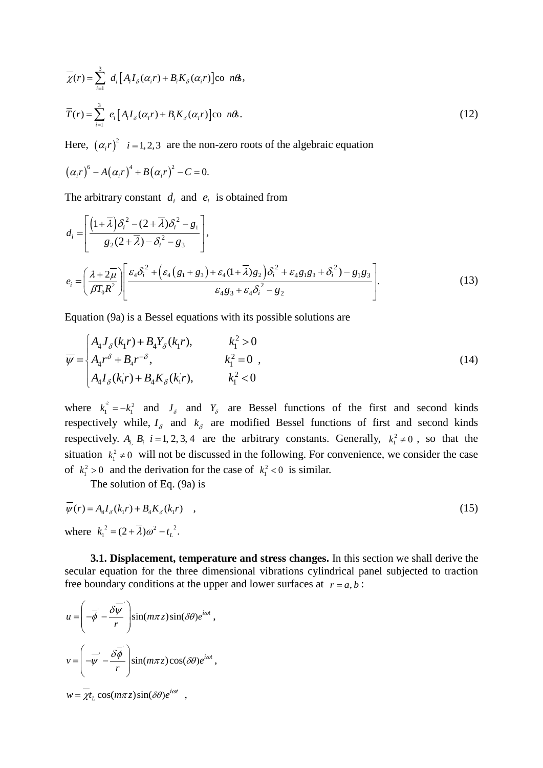$$\overline{\chi}(r) = \sum_{i=1}^{3} d_i \left[ A_i I_\delta(\alpha_i r) + B_i K_\delta(\alpha_i r) \right] \cos n\theta,$$

$$\overline{T}(r) = \sum_{i=1}^{3} e_i \left[ A_i I_\delta(\alpha_i r) + B_i K_\delta(\alpha_i r) \right] \cos n\theta. \tag{12}$$

Here, $(\alpha_i r)^2 \quad i = 1,2,3$ are the non-zero roots of the algebraic equation

$$(\alpha_i r)^6 - A(\alpha_i r)^4 + B(\alpha_i r)^2 - C = 0.$$

The arbitrary constant $d_i$ and $e_i$ is obtained from

$$d_i = \left[ \frac{\left(1+\overline{\lambda}\right)\delta_i^2 - (2+\overline{\lambda})\delta_i^2 - g_1}{g_2(2+\overline{\lambda}) - \delta_i^2 - g_3} \right],$$

$$e_i = \left( \frac{\lambda + 2\overline{\mu}}{\beta T_0 R^2} \right) \left[ \frac{\varepsilon_4 \delta_i^2 + \left( \varepsilon_4 \left( g_1 + g_3 \right) + \varepsilon_4 (1+\overline{\lambda}) g_2 \right) \delta_i^2 + \varepsilon_4 g_1 g_3 + \delta_i^2) - g_1 g_3}{\varepsilon_4 g_3 + \varepsilon_4 \delta_i^2 - g_2} \right]. \tag{13}$$

Equation (9a) is a Bessel equations with its possible solutions are

$$\overline{\psi} = \begin{cases} A_4 J_\delta(k_1 r) + B_4 Y_\delta(k_1 r), & k_1^2 > 0 \\ A_4 r^\delta + B_4 r^{-\delta}, & k_1^2 = 0 \\ A_4 I_\delta(k_1' r) + B_4 K_\delta(k_1' r), & k_1^2 < 0 \end{cases} \tag{14}$$

where $k_1'^2 = -k_1^2$ and $J_\delta$ and $Y_\delta$ are Bessel functions of the first and second kinds respectively while, $I_\delta$ and $k_\delta$ are modified Bessel functions of first and second kinds respectively. $A_i, B_i \ i = 1,2,3,4$ are the arbitrary constants. Generally, $k_1^2 \neq 0$, so that the situation $k_1^2 \neq 0$ will not be discussed in the following. For convenience, we consider the case of $k_1^2 > 0$ and the derivation for the case of $k_1^2 < 0$ is similar.

The solution of Eq. (9a) is

$$\overline{\psi}(r) = A_4 I_\delta(k_1 r) + B_4 K_\delta(k_1 r) \quad , \tag{15}$$

where $k_1^2 = (2+\overline{\lambda})\omega^2 - t_L^2$.

**3.1. Displacement, temperature and stress changes.** In this section we shall derive the secular equation for the three dimensional vibrations cylindrical panel subjected to traction free boundary conditions at the upper and lower surfaces at $r = a, b$:

$$u = \left( -\overline{\phi}' - \frac{\delta \overline{\psi}'}{r} \right) \sin(m\pi z) \sin(\delta\theta) e^{i\omega t},$$

$$v = \left( -\overline{\psi}' - \frac{\delta \overline{\phi}'}{r} \right) \sin(m\pi z) \cos(\delta\theta) e^{i\omega t},$$

$$w = \overline{\chi} t_L \cos(m\pi z) \sin(\delta\theta) e^{i\omega t} \quad ,$$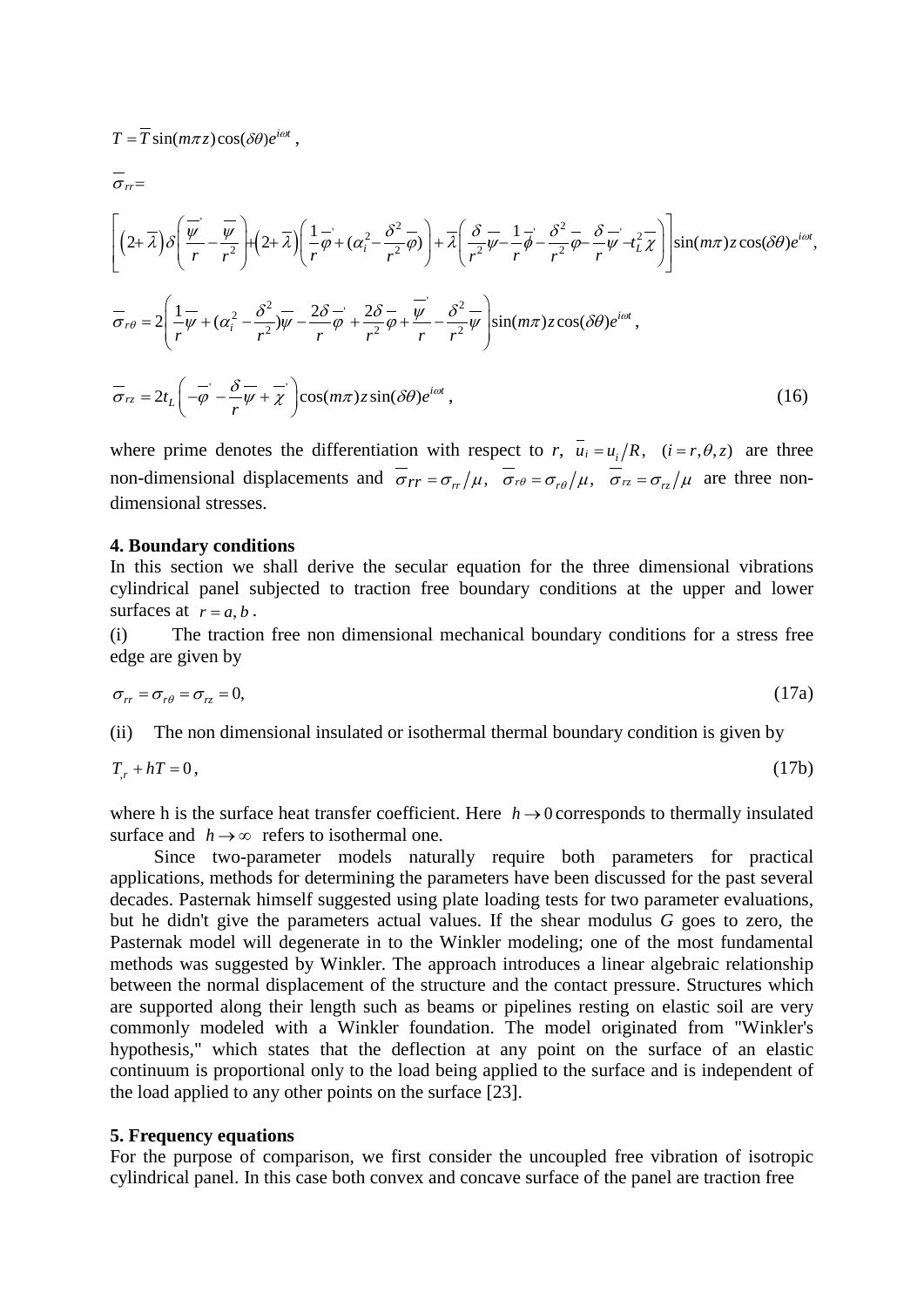$$T = \overline{T}\sin(m\pi z)\cos(\delta\theta)e^{i\omega t},$$

$$\overline{\sigma}_{rr}=$$

$$\left[\left(2+\overline{\lambda}\right)\delta\left(\frac{\overline{\psi}'}{r}-\frac{\overline{\psi}}{r^2}\right)+\left(2+\overline{\lambda}\right)\left(\frac{1}{r}\overline{\varphi}'+(\alpha_i^2-\frac{\delta^2}{r^2}\overline{\varphi})\right)+\overline{\lambda}\left(\frac{\delta}{r^2}\overline{\psi}-\frac{1}{r}\overline{\phi}'-\frac{\delta^2}{r^2}\overline{\varphi}-\frac{\delta}{r}\overline{\psi}'-t_L^2\overline{\chi}\right)\right]\sin(m\pi)z\cos(\delta\theta)e^{i\omega t},$$

$$\overline{\sigma}_{r\theta}=2\left(\frac{1}{r}\overline{\psi}+(\alpha_i^2-\frac{\delta^2}{r^2})\overline{\psi}-\frac{2\delta}{r}\overline{\varphi}'+\frac{2\delta}{r^2}\overline{\varphi}+\frac{\overline{\psi}'}{r}-\frac{\delta^2}{r^2}\overline{\psi}\right)\sin(m\pi)z\cos(\delta\theta)e^{i\omega t},$$

$$\overline{\sigma}_{rz}=2t_L\left(-\overline{\varphi}'-\frac{\delta}{r}\overline{\psi}+\overline{\chi}'\right)\cos(m\pi)z\sin(\delta\theta)e^{i\omega t}, \tag{16}$$

where prime denotes the differentiation with respect to $r$, $\overline{u}_i = u_i/R$, $(i = r,\theta,z)$ are three non-dimensional displacements and $\overline{\sigma}_{rr} = \sigma_{rr}/\mu$, $\overline{\sigma}_{r\theta} = \sigma_{r\theta}/\mu$, $\overline{\sigma}_{rz} = \sigma_{rz}/\mu$ are three non-dimensional stresses.

**4. Boundary conditions**

In this section we shall derive the secular equation for the three dimensional vibrations cylindrical panel subjected to traction free boundary conditions at the upper and lower surfaces at $r = a, b$.

(i) The traction free non dimensional mechanical boundary conditions for a stress free edge are given by

$$\sigma_{rr} = \sigma_{r\theta} = \sigma_{rz} = 0, \tag{17a}$$

(ii) The non dimensional insulated or isothermal thermal boundary condition is given by

$$T_{,r} + hT = 0, \tag{17b}$$

where h is the surface heat transfer coefficient. Here $h \to 0$ corresponds to thermally insulated surface and $h \to \infty$ refers to isothermal one.

Since two-parameter models naturally require both parameters for practical applications, methods for determining the parameters have been discussed for the past several decades. Pasternak himself suggested using plate loading tests for two parameter evaluations, but he didn't give the parameters actual values. If the shear modulus *G* goes to zero, the Pasternak model will degenerate in to the Winkler modeling; one of the most fundamental methods was suggested by Winkler. The approach introduces a linear algebraic relationship between the normal displacement of the structure and the contact pressure. Structures which are supported along their length such as beams or pipelines resting on elastic soil are very commonly modeled with a Winkler foundation. The model originated from "Winkler's hypothesis," which states that the deflection at any point on the surface of an elastic continuum is proportional only to the load being applied to the surface and is independent of the load applied to any other points on the surface [23].

**5. Frequency equations**

For the purpose of comparison, we first consider the uncoupled free vibration of isotropic cylindrical panel. In this case both convex and concave surface of the panel are traction free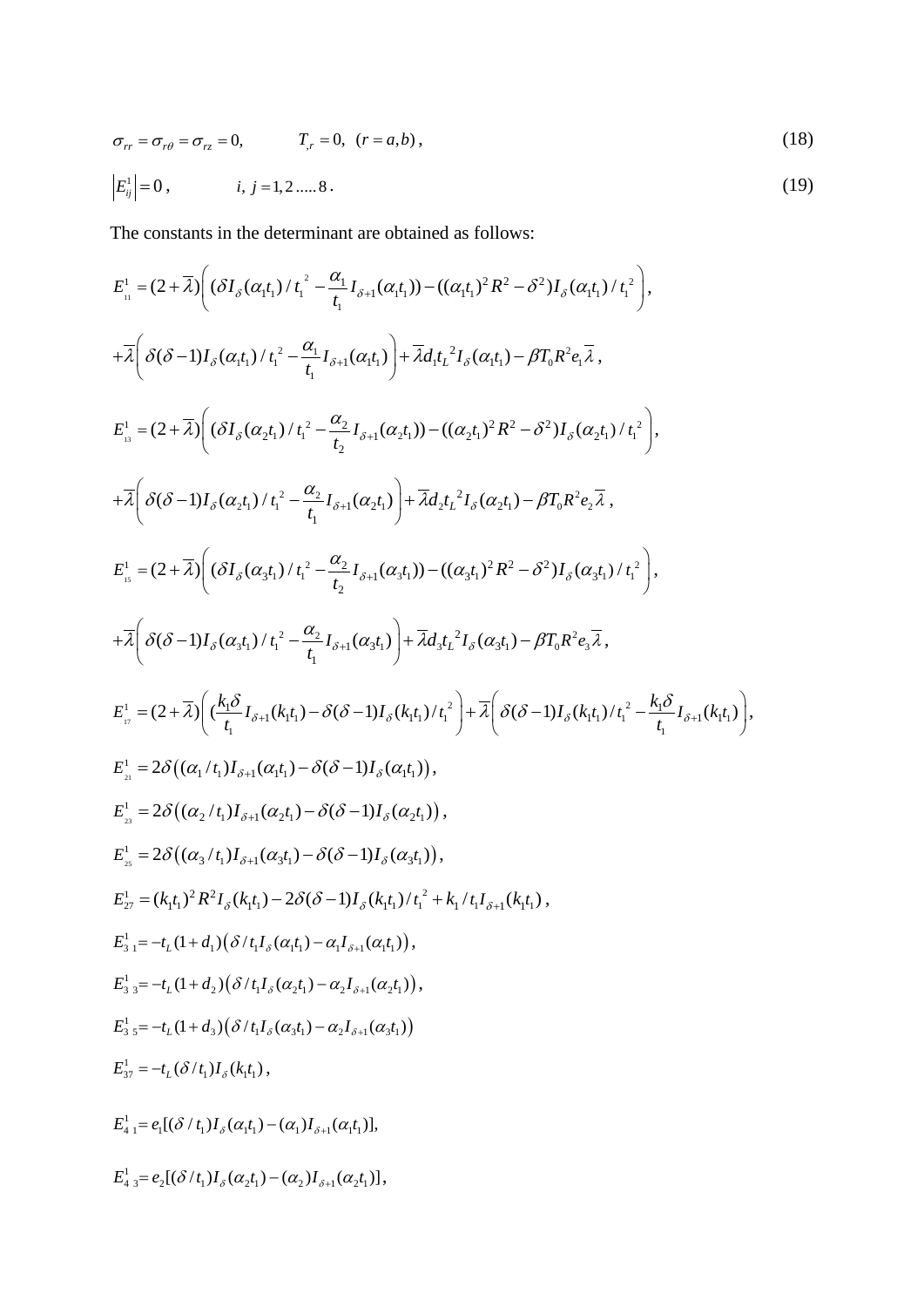$$\sigma_{rr} = \sigma_{r\theta} = \sigma_{rz} = 0, \qquad T_{,r} = 0, \ \ (r = a, b)\,, \tag{18}$$

$$\left| E_{ij}^{1} \right| = 0\,, \qquad i,\ j = 1, 2 \,.....\, 8\,. \tag{19}$$

The constants in the determinant are obtained as follows:

$$E_{11}^{1} = (2+\overline{\lambda})\left( (\delta I_{\delta}(\alpha_1 t_1)/t_1{}^2 - \frac{\alpha_1}{t_1} I_{\delta+1}(\alpha_1 t_1)) - ((\alpha_1 t_1)^2 R^2 - \delta^2) I_{\delta}(\alpha_1 t_1)/t_1{}^2 \right),$$

$$+\overline{\lambda}\left( \delta(\delta-1) I_{\delta}(\alpha_1 t_1)/t_1{}^2 - \frac{\alpha_1}{t_1} I_{\delta+1}(\alpha_1 t_1) \right) + \overline{\lambda} d_1 t_L{}^2 I_{\delta}(\alpha_1 t_1) - \beta T_0 R^2 e_1 \overline{\lambda}\,,$$

$$E_{13}^{1} = (2+\overline{\lambda})\left( (\delta I_{\delta}(\alpha_2 t_1)/t_1{}^2 - \frac{\alpha_2}{t_2} I_{\delta+1}(\alpha_2 t_1)) - ((\alpha_2 t_1)^2 R^2 - \delta^2) I_{\delta}(\alpha_2 t_1)/t_1{}^2 \right),$$

$$+\overline{\lambda}\left( \delta(\delta-1) I_{\delta}(\alpha_2 t_1)/t_1{}^2 - \frac{\alpha_2}{t_1} I_{\delta+1}(\alpha_2 t_1) \right) + \overline{\lambda} d_2 t_L{}^2 I_{\delta}(\alpha_2 t_1) - \beta T_0 R^2 e_2 \overline{\lambda}\,,$$

$$E_{15}^{1} = (2+\overline{\lambda})\left( (\delta I_{\delta}(\alpha_3 t_1)/t_1{}^2 - \frac{\alpha_2}{t_2} I_{\delta+1}(\alpha_3 t_1)) - ((\alpha_3 t_1)^2 R^2 - \delta^2) I_{\delta}(\alpha_3 t_1)/t_1{}^2 \right),$$

$$+\overline{\lambda}\left( \delta(\delta-1) I_{\delta}(\alpha_3 t_1)/t_1{}^2 - \frac{\alpha_2}{t_1} I_{\delta+1}(\alpha_3 t_1) \right) + \overline{\lambda} d_3 t_L{}^2 I_{\delta}(\alpha_3 t_1) - \beta T_0 R^2 e_3 \overline{\lambda}\,,$$

$$E_{17}^{1} = (2+\overline{\lambda})\left( (\frac{k_1 \delta}{t_1} I_{\delta+1}(k_1 t_1) - \delta(\delta-1) I_{\delta}(k_1 t_1)/t_1{}^2 \right) + \overline{\lambda}\left( \delta(\delta-1) I_{\delta}(k_1 t_1)/t_1{}^2 - \frac{k_1 \delta}{t_1} I_{\delta+1}(k_1 t_1) \right),$$

$$E_{21}^{1} = 2\delta\left( (\alpha_1/t_1) I_{\delta+1}(\alpha_1 t_1) - \delta(\delta-1) I_{\delta}(\alpha_1 t_1) \right),$$

$$E_{23}^{1} = 2\delta\left( (\alpha_2/t_1) I_{\delta+1}(\alpha_2 t_1) - \delta(\delta-1) I_{\delta}(\alpha_2 t_1) \right),$$

$$E_{25}^{1} = 2\delta\left( (\alpha_3/t_1) I_{\delta+1}(\alpha_3 t_1) - \delta(\delta-1) I_{\delta}(\alpha_3 t_1) \right),$$

$$E_{27}^{1} = (k_1 t_1)^2 R^2 I_{\delta}(k_1 t_1) - 2\delta(\delta-1) I_{\delta}(k_1 t_1)/t_1{}^2 + k_1/t_1 I_{\delta+1}(k_1 t_1)\,,$$

$$E_{31}^{1} = -t_L(1+d_1)\left( \delta/t_1 I_{\delta}(\alpha_1 t_1) - \alpha_1 I_{\delta+1}(\alpha_1 t_1) \right),$$

$$E_{33}^{1} = -t_L(1+d_2)\left( \delta/t_1 I_{\delta}(\alpha_2 t_1) - \alpha_2 I_{\delta+1}(\alpha_2 t_1) \right),$$

$$E_{35}^{1} = -t_L(1+d_3)\left( \delta/t_1 I_{\delta}(\alpha_3 t_1) - \alpha_2 I_{\delta+1}(\alpha_3 t_1) \right)$$

$$E_{37}^{1} = -t_L(\delta/t_1) I_{\delta}(k_1 t_1)\,,$$

$$E_{41}^{1} = e_1[(\delta/t_1) I_{\delta}(\alpha_1 t_1) - (\alpha_1) I_{\delta+1}(\alpha_1 t_1)],$$

$$E_{43}^{1} = e_2[(\delta/t_1) I_{\delta}(\alpha_2 t_1) - (\alpha_2) I_{\delta+1}(\alpha_2 t_1)],$$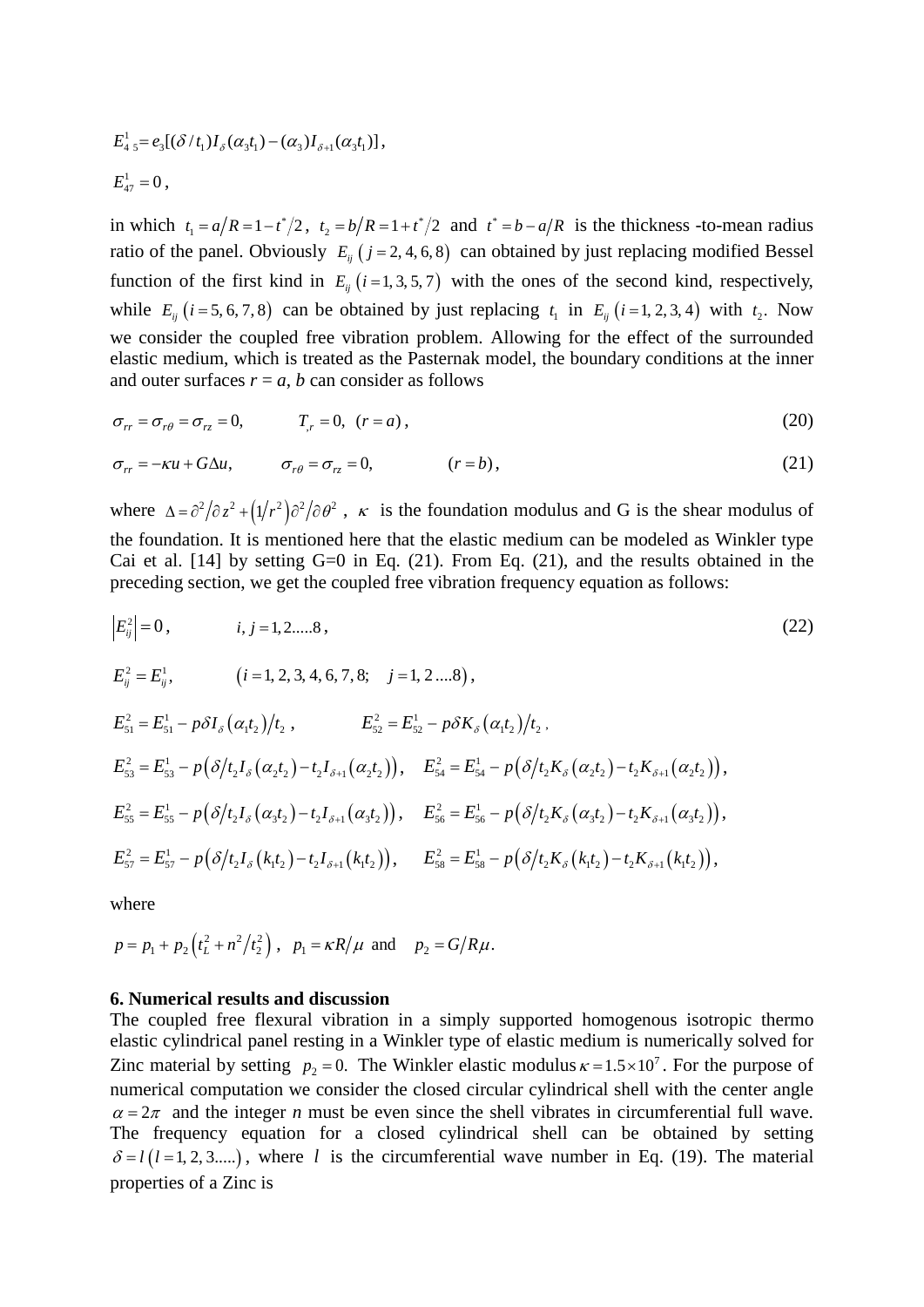$$E_{45}^{1} = e_3[(\delta / t_1) I_\delta(\alpha_3 t_1) - (\alpha_3) I_{\delta+1}(\alpha_3 t_1)],$$

$$E_{47}^{1} = 0,$$

in which $t_1 = a/R = 1 - t^*/2$, $t_2 = b/R = 1 + t^*/2$ and $t^* = b - a/R$ is the thickness -to-mean radius ratio of the panel. Obviously $E_{ij}\ (j = 2, 4, 6, 8)$ can obtained by just replacing modified Bessel function of the first kind in $E_{ij}\ (i = 1, 3, 5, 7)$ with the ones of the second kind, respectively, while $E_{ij}\ (i = 5, 6, 7, 8)$ can be obtained by just replacing $t_1$ in $E_{ij}\ (i = 1, 2, 3, 4)$ with $t_2$. Now we consider the coupled free vibration problem. Allowing for the effect of the surrounded elastic medium, which is treated as the Pasternak model, the boundary conditions at the inner and outer surfaces $r = a, b$ can consider as follows

$$\sigma_{rr} = \sigma_{r\theta} = \sigma_{rz} = 0, \qquad T_{,r} = 0, \quad (r = a), \tag{20}$$

$$\sigma_{rr} = -\kappa u + G\Delta u, \qquad \sigma_{r\theta} = \sigma_{rz} = 0, \qquad (r = b), \tag{21}$$

where $\Delta = \partial^2/\partial z^2 + \left(1/r^2\right)\partial^2/\partial\theta^2$, $\kappa$ is the foundation modulus and G is the shear modulus of the foundation. It is mentioned here that the elastic medium can be modeled as Winkler type Cai et al. [14] by setting G=0 in Eq. (21). From Eq. (21), and the results obtained in the preceding section, we get the coupled free vibration frequency equation as follows:

$$\left|E_{ij}^{2}\right| = 0, \qquad i, j = 1, 2.....8, \tag{22}$$

$$E_{ij}^{2} = E_{ij}^{1}, \qquad \left(i = 1, 2, 3, 4, 6, 7, 8; \quad j = 1, 2 ....8\right),$$

$$E_{51}^{2} = E_{51}^{1} - p\delta I_\delta\left(\alpha_1 t_2\right)/t_2, \qquad E_{52}^{2} = E_{52}^{1} - p\delta K_\delta\left(\alpha_1 t_2\right)/t_2,$$

$$E_{53}^{2} = E_{53}^{1} - p\left(\delta/t_2 I_\delta\left(\alpha_2 t_2\right) - t_2 I_{\delta+1}\left(\alpha_2 t_2\right)\right), \quad E_{54}^{2} = E_{54}^{1} - p\left(\delta/t_2 K_\delta\left(\alpha_2 t_2\right) - t_2 K_{\delta+1}\left(\alpha_2 t_2\right)\right),$$

$$E_{55}^{2} = E_{55}^{1} - p\left(\delta/t_2 I_\delta\left(\alpha_3 t_2\right) - t_2 I_{\delta+1}\left(\alpha_3 t_2\right)\right), \quad E_{56}^{2} = E_{56}^{1} - p\left(\delta/t_2 K_\delta\left(\alpha_3 t_2\right) - t_2 K_{\delta+1}\left(\alpha_3 t_2\right)\right),$$

$$E_{57}^{2} = E_{57}^{1} - p\left(\delta/t_2 I_\delta\left(k_1 t_2\right) - t_2 I_{\delta+1}\left(k_1 t_2\right)\right), \quad E_{58}^{2} = E_{58}^{1} - p\left(\delta/t_2 K_\delta\left(k_1 t_2\right) - t_2 K_{\delta+1}\left(k_1 t_2\right)\right),$$

where

$$p = p_1 + p_2\left(t_L^2 + n^2/t_2^2\right), \quad p_1 = \kappa R/\mu \ \text{ and } \ p_2 = G/R\mu.$$

## 6. Numerical results and discussion

The coupled free flexural vibration in a simply supported homogenous isotropic thermo elastic cylindrical panel resting in a Winkler type of elastic medium is numerically solved for Zinc material by setting $p_2 = 0$. The Winkler elastic modulus $\kappa = 1.5 \times 10^7$. For the purpose of numerical computation we consider the closed circular cylindrical shell with the center angle $\alpha = 2\pi$ and the integer $n$ must be even since the shell vibrates in circumferential full wave. The frequency equation for a closed cylindrical shell can be obtained by setting $\delta = l\ (l = 1, 2, 3.....)$, where $l$ is the circumferential wave number in Eq. (19). The material properties of a Zinc is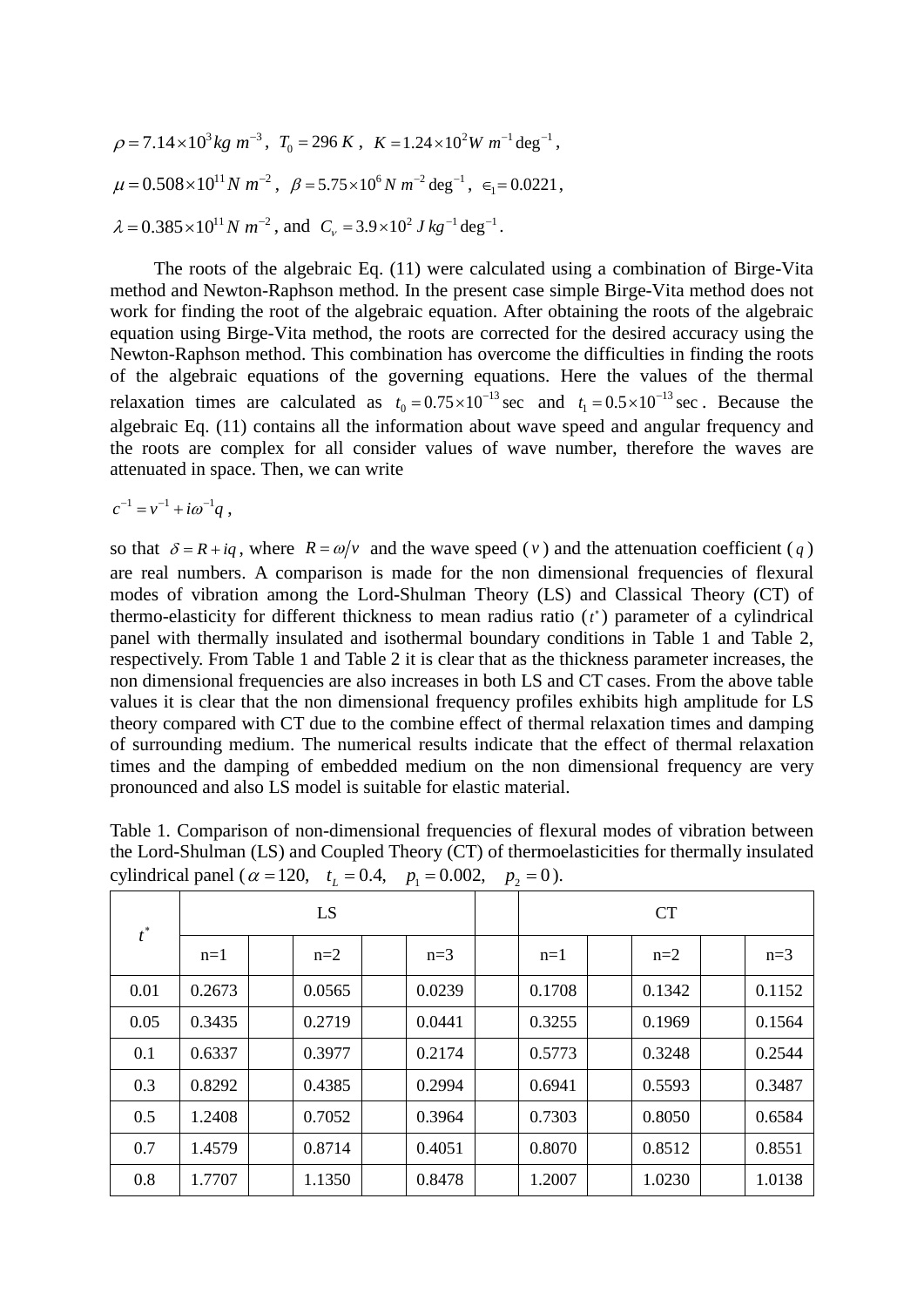$\rho = 7.14 \times 10^3 kg\ m^{-3}$, $T_0 = 296\ K$, $K = 1.24 \times 10^2 W\ m^{-1} \deg^{-1}$,

$\mu = 0.508 \times 10^{11} N\ m^{-2}$, $\beta = 5.75 \times 10^6 N\ m^{-2} \deg^{-1}$, $\in_1 = 0.0221$,

$\lambda = 0.385 \times 10^{11} N\ m^{-2}$, and $C_v = 3.9 \times 10^2\ J\ kg^{-1} \deg^{-1}$.

The roots of the algebraic Eq. (11) were calculated using a combination of Birge-Vita method and Newton-Raphson method. In the present case simple Birge-Vita method does not work for finding the root of the algebraic equation. After obtaining the roots of the algebraic equation using Birge-Vita method, the roots are corrected for the desired accuracy using the Newton-Raphson method. This combination has overcome the difficulties in finding the roots of the algebraic equations of the governing equations. Here the values of the thermal relaxation times are calculated as $t_0 = 0.75 \times 10^{-13}$ sec and $t_1 = 0.5 \times 10^{-13}$ sec. Because the algebraic Eq. (11) contains all the information about wave speed and angular frequency and the roots are complex for all consider values of wave number, therefore the waves are attenuated in space. Then, we can write

$$c^{-1} = v^{-1} + i\omega^{-1} q,$$

so that $\delta = R + iq$, where $R = \omega / v$ and the wave speed ($v$) and the attenuation coefficient ($q$) are real numbers. A comparison is made for the non dimensional frequencies of flexural modes of vibration among the Lord-Shulman Theory (LS) and Classical Theory (CT) of thermo-elasticity for different thickness to mean radius ratio ($t^*$) parameter of a cylindrical panel with thermally insulated and isothermal boundary conditions in Table 1 and Table 2, respectively. From Table 1 and Table 2 it is clear that as the thickness parameter increases, the non dimensional frequencies are also increases in both LS and CT cases. From the above table values it is clear that the non dimensional frequency profiles exhibits high amplitude for LS theory compared with CT due to the combine effect of thermal relaxation times and damping of surrounding medium. The numerical results indicate that the effect of thermal relaxation times and the damping of embedded medium on the non dimensional frequency are very pronounced and also LS model is suitable for elastic material.

Table 1. Comparison of non-dimensional frequencies of flexural modes of vibration between the Lord-Shulman (LS) and Coupled Theory (CT) of thermoelasticities for thermally insulated cylindrical panel ($\alpha = 120$, $t_L = 0.4$, $p_1 = 0.002$, $p_2 = 0$).

| $t^*$ | LS | | | | | | CT | | | | |
|---|---|---|---|---|---|---|---|---|---|---|---|
| | n=1 | | n=2 | | n=3 | | n=1 | | n=2 | | n=3 |
| 0.01 | 0.2673 | | 0.0565 | | 0.0239 | | 0.1708 | | 0.1342 | | 0.1152 |
| 0.05 | 0.3435 | | 0.2719 | | 0.0441 | | 0.3255 | | 0.1969 | | 0.1564 |
| 0.1 | 0.6337 | | 0.3977 | | 0.2174 | | 0.5773 | | 0.3248 | | 0.2544 |
| 0.3 | 0.8292 | | 0.4385 | | 0.2994 | | 0.6941 | | 0.5593 | | 0.3487 |
| 0.5 | 1.2408 | | 0.7052 | | 0.3964 | | 0.7303 | | 0.8050 | | 0.6584 |
| 0.7 | 1.4579 | | 0.8714 | | 0.4051 | | 0.8070 | | 0.8512 | | 0.8551 |
| 0.8 | 1.7707 | | 1.1350 | | 0.8478 | | 1.2007 | | 1.0230 | | 1.0138 |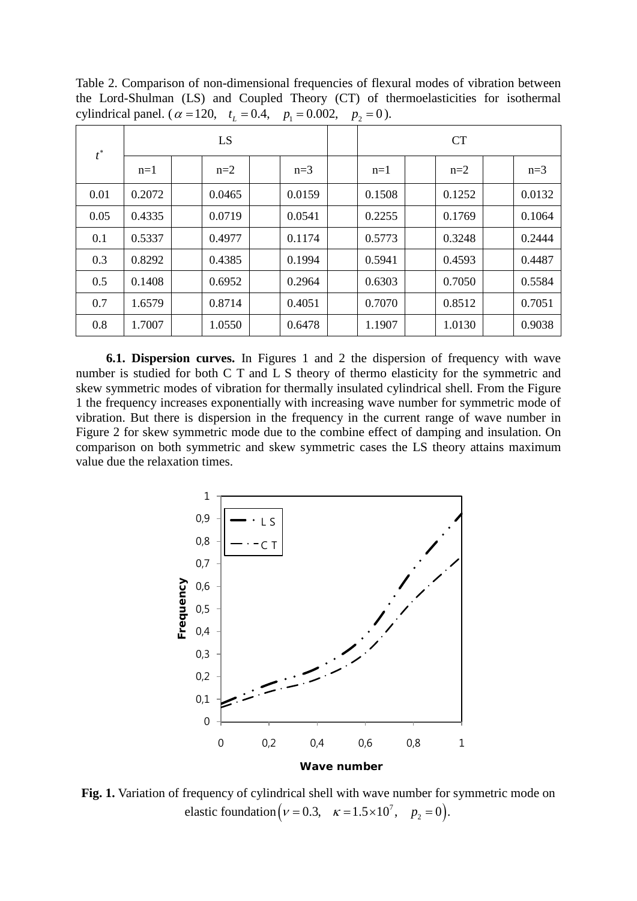Table 2. Comparison of non-dimensional frequencies of flexural modes of vibration between the Lord-Shulman (LS) and Coupled Theory (CT) of thermoelasticities for isothermal cylindrical panel. ($\alpha = 120$, $t_L = 0.4$, $p_1 = 0.002$, $p_2 = 0$).

| $t^*$ | LS | | | CT | | |
|---|---|---|---|---|---|---|
| | n=1 | n=2 | n=3 | n=1 | n=2 | n=3 |
| 0.01 | 0.2072 | 0.0465 | 0.0159 | 0.1508 | 0.1252 | 0.0132 |
| 0.05 | 0.4335 | 0.0719 | 0.0541 | 0.2255 | 0.1769 | 0.1064 |
| 0.1 | 0.5337 | 0.4977 | 0.1174 | 0.5773 | 0.3248 | 0.2444 |
| 0.3 | 0.8292 | 0.4385 | 0.1994 | 0.5941 | 0.4593 | 0.4487 |
| 0.5 | 0.1408 | 0.6952 | 0.2964 | 0.6303 | 0.7050 | 0.5584 |
| 0.7 | 1.6579 | 0.8714 | 0.4051 | 0.7070 | 0.8512 | 0.7051 |
| 0.8 | 1.7007 | 1.0550 | 0.6478 | 1.1907 | 1.0130 | 0.9038 |

**6.1. Dispersion curves.** In Figures 1 and 2 the dispersion of frequency with wave number is studied for both C T and L S theory of thermo elasticity for the symmetric and skew symmetric modes of vibration for thermally insulated cylindrical shell. From the Figure 1 the frequency increases exponentially with increasing wave number for symmetric mode of vibration. But there is dispersion in the frequency in the current range of wave number in Figure 2 for skew symmetric mode due to the combine effect of damping and insulation. On comparison on both symmetric and skew symmetric cases the LS theory attains maximum value due the relaxation times.

**Fig. 1.** Variation of frequency of cylindrical shell with wave number for symmetric mode on elastic foundation$\left(\nu = 0.3, \quad \kappa = 1.5\times10^7, \quad p_2 = 0\right)$.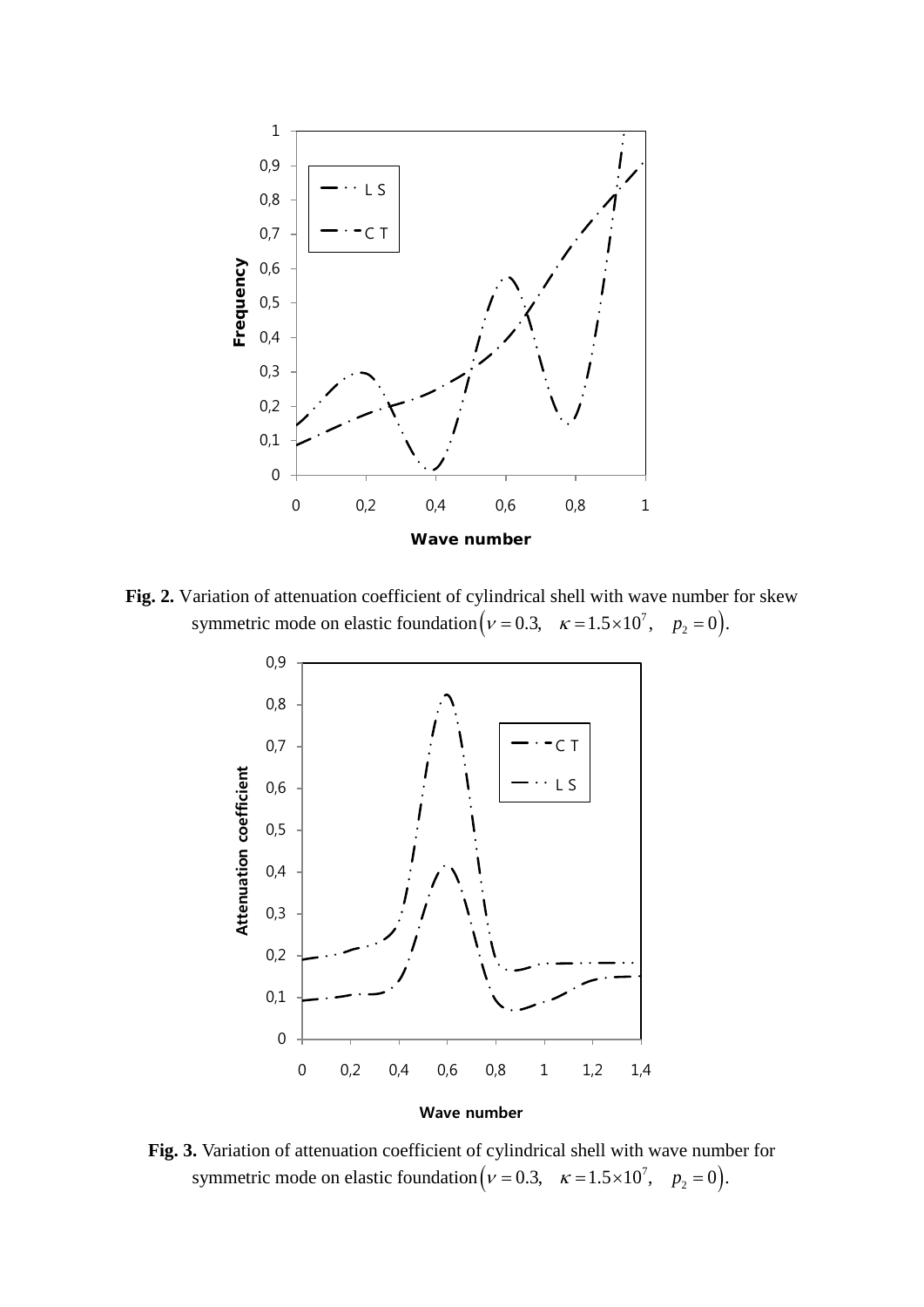1
0,9
0,8
0,7
0,6
0,5
0,4
0,3
0,2
0,1
0

Frequency

L S
C T

0
0,2
0,4
0,6
0,8
1

Wave number

**Fig. 2.** Variation of attenuation coefficient of cylindrical shell with wave number for skew symmetric mode on elastic foundation $\left(\nu = 0.3, \quad \kappa = 1.5 \times 10^{7}, \quad p_2 = 0\right)$.

0,9
0,8
0,7
0,6
0,5
0,4
0,3
0,2
0,1
0

Attenuation coefficient

C T
L S

0
0,2
0,4
0,6
0,8
1
1,2
1,4

Wave number

**Fig. 3.** Variation of attenuation coefficient of cylindrical shell with wave number for symmetric mode on elastic foundation $\left(\nu = 0.3, \quad \kappa = 1.5 \times 10^{7}, \quad p_2 = 0\right)$.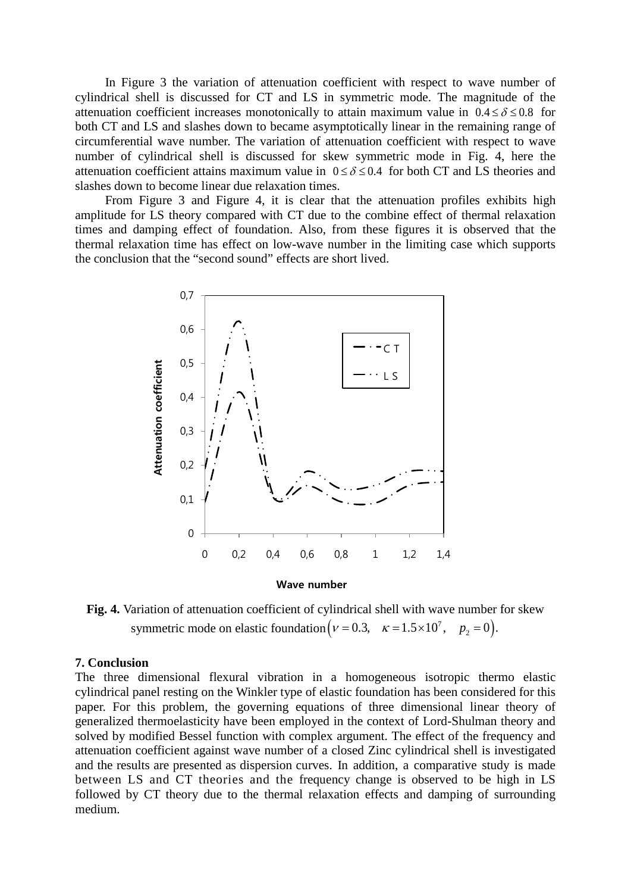In Figure 3 the variation of attenuation coefficient with respect to wave number of cylindrical shell is discussed for CT and LS in symmetric mode. The magnitude of the attenuation coefficient increases monotonically to attain maximum value in $0.4 \le \delta \le 0.8$ for both CT and LS and slashes down to became asymptotically linear in the remaining range of circumferential wave number. The variation of attenuation coefficient with respect to wave number of cylindrical shell is discussed for skew symmetric mode in Fig. 4, here the attenuation coefficient attains maximum value in $0 \le \delta \le 0.4$ for both CT and LS theories and slashes down to become linear due relaxation times.

From Figure 3 and Figure 4, it is clear that the attenuation profiles exhibits high amplitude for LS theory compared with CT due to the combine effect of thermal relaxation times and damping effect of foundation. Also, from these figures it is observed that the thermal relaxation time has effect on low-wave number in the limiting case which supports the conclusion that the "second sound" effects are short lived.

**Fig. 4.** Variation of attenuation coefficient of cylindrical shell with wave number for skew symmetric mode on elastic foundation $\left(\nu = 0.3, \quad \kappa = 1.5 \times 10^{7}, \quad p_2 = 0\right)$.

**7. Conclusion**

The three dimensional flexural vibration in a homogeneous isotropic thermo elastic cylindrical panel resting on the Winkler type of elastic foundation has been considered for this paper. For this problem, the governing equations of three dimensional linear theory of generalized thermoelasticity have been employed in the context of Lord-Shulman theory and solved by modified Bessel function with complex argument. The effect of the frequency and attenuation coefficient against wave number of a closed Zinc cylindrical shell is investigated and the results are presented as dispersion curves. In addition, a comparative study is made between LS and CT theories and the frequency change is observed to be high in LS followed by CT theory due to the thermal relaxation effects and damping of surrounding medium.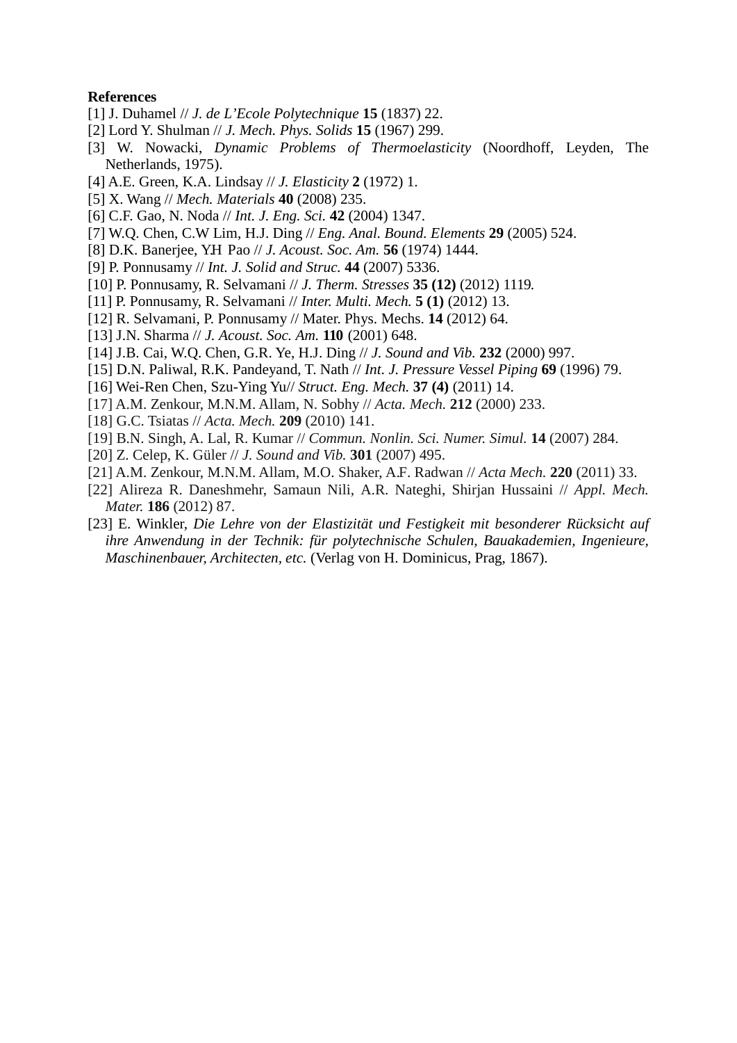**References**

[1] J. Duhamel // *J. de L'Ecole Polytechnique* **15** (1837) 22.
[2] Lord Y. Shulman // *J. Mech. Phys. Solids* **15** (1967) 299.
[3] W. Nowacki, *Dynamic Problems of Thermoelasticity* (Noordhoff, Leyden, The Netherlands, 1975).
[4] A.E. Green, K.A. Lindsay // *J. Elasticity* **2** (1972) 1.
[5] X. Wang // *Mech. Materials* **40** (2008) 235.
[6] C.F. Gao, N. Noda // *Int. J. Eng. Sci.* **42** (2004) 1347.
[7] W.Q. Chen, C.W Lim, H.J. Ding // *Eng. Anal. Bound. Elements* **29** (2005) 524.
[8] D.K. Banerjee, YH Pao // *J. Acoust. Soc. Am.* **56** (1974) 1444.
[9] P. Ponnusamy // *Int. J. Solid and Struc.* **44** (2007) 5336.
[10] P. Ponnusamy, R. Selvamani // *J. Therm. Stresses* **35 (12)** (2012) 1119.
[11] P. Ponnusamy, R. Selvamani // *Inter. Multi. Mech.* **5 (1)** (2012) 13.
[12] R. Selvamani, P. Ponnusamy // Mater. Phys. Mechs. **14** (2012) 64.
[13] J.N. Sharma // *J. Acoust. Soc. Am.* **110** (2001) 648.
[14] J.B. Cai, W.Q. Chen, G.R. Ye, H.J. Ding // *J. Sound and Vib.* **232** (2000) 997.
[15] D.N. Paliwal, R.K. Pandeyand, T. Nath // *Int. J. Pressure Vessel Piping* **69** (1996) 79.
[16] Wei-Ren Chen, Szu-Ying Yu// *Struct. Eng. Mech.* **37 (4)** (2011) 14.
[17] A.M. Zenkour, M.N.M. Allam, N. Sobhy // *Acta. Mech.* **212** (2000) 233.
[18] G.C. Tsiatas // *Acta. Mech.* **209** (2010) 141.
[19] B.N. Singh, A. Lal, R. Kumar // *Commun. Nonlin. Sci. Numer. Simul.* **14** (2007) 284.
[20] Z. Celep, K. Güler // *J. Sound and Vib.* **301** (2007) 495.
[21] A.M. Zenkour, M.N.M. Allam, M.O. Shaker, A.F. Radwan // *Acta Mech.* **220** (2011) 33.
[22] Alireza R. Daneshmehr, Samaun Nili, A.R. Nateghi, Shirjan Hussaini // *Appl. Mech. Mater.* **186** (2012) 87.
[23] E. Winkler, *Die Lehre von der Elastizität und Festigkeit mit besonderer Rücksicht auf ihre Anwendung in der Technik: für polytechnische Schulen, Bauakademien, Ingenieure, Maschinenbauer, Architecten, etc.* (Verlag von H. Dominicus, Prag, 1867).